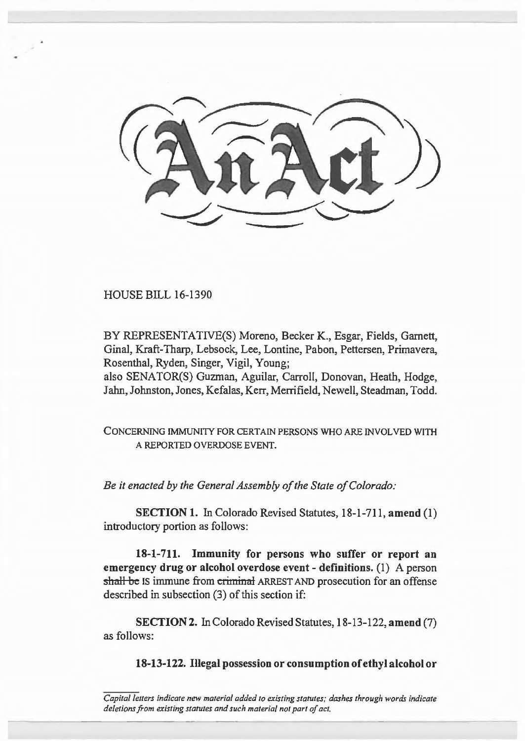# An Act

HOUSE BILL 16-1390

BY REPRESENTATIVE(S) Moreno, Becker K., Esgar, Fields, Garnett, Ginal, Kraft-Tharp, Lebsock, Lee, Lontine, Pabon, Pettersen, Primavera, Rosenthal, Ryden, Singer, Vigil, Young;
also SENATOR(S) Guzman, Aguilar, Carroll, Donovan, Heath, Hodge, Jahn, Johnston, Jones, Kefalas, Kerr, Merrifield, Newell, Steadman, Todd.

CONCERNING IMMUNITY FOR CERTAIN PERSONS WHO ARE INVOLVED WITH A REPORTED OVERDOSE EVENT.

*Be it enacted by the General Assembly of the State of Colorado:*

**SECTION 1.** In Colorado Revised Statutes, 18-1-711, **amend** (1) introductory portion as follows:

**18-1-711. Immunity for persons who suffer or report an emergency drug or alcohol overdose event - definitions.** (1) A person ~~shall be~~ IS immune from ~~criminal~~ ARREST AND prosecution for an offense described in subsection (3) of this section if:

**SECTION 2.** In Colorado Revised Statutes, 18-13-122, **amend** (7) as follows:

**18-13-122. Illegal possession or consumption of ethyl alcohol or**

*Capital letters indicate new material added to existing statutes; dashes through words indicate deletions from existing statutes and such material not part of act.*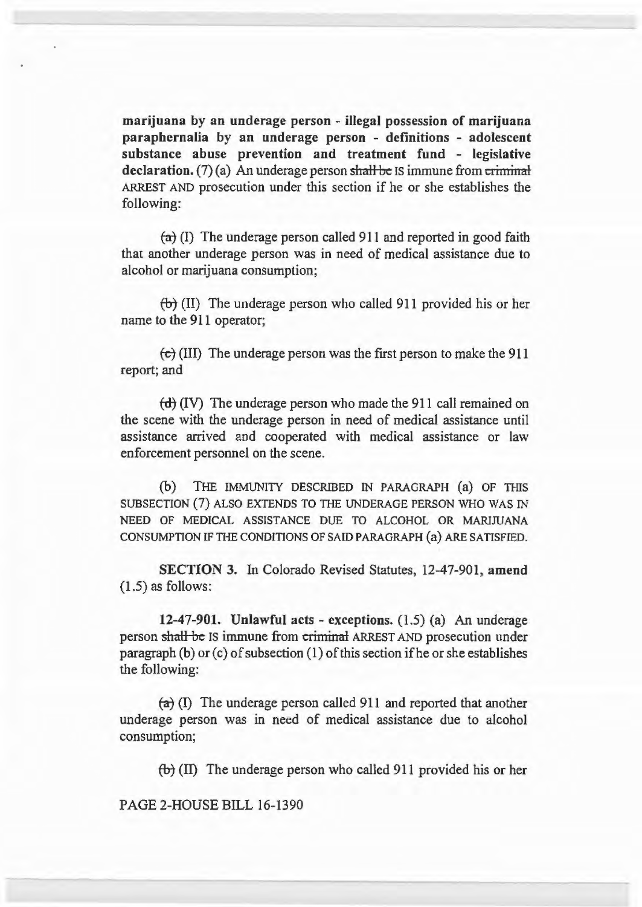**marijuana by an underage person - illegal possession of marijuana paraphernalia by an underage person - definitions - adolescent substance abuse prevention and treatment fund - legislative declaration.** (7) (a) An underage person ~~shall be~~ IS immune from ~~criminal~~ ARREST AND prosecution under this section if he or she establishes the following:

~~(a)~~ (I) The underage person called 911 and reported in good faith that another underage person was in need of medical assistance due to alcohol or marijuana consumption;

~~(b)~~ (II) The underage person who called 911 provided his or her name to the 911 operator;

~~(c)~~ (III) The underage person was the first person to make the 911 report; and

~~(d)~~ (IV) The underage person who made the 911 call remained on the scene with the underage person in need of medical assistance until assistance arrived and cooperated with medical assistance or law enforcement personnel on the scene.

(b) THE IMMUNITY DESCRIBED IN PARAGRAPH (a) OF THIS SUBSECTION (7) ALSO EXTENDS TO THE UNDERAGE PERSON WHO WAS IN NEED OF MEDICAL ASSISTANCE DUE TO ALCOHOL OR MARIJUANA CONSUMPTION IF THE CONDITIONS OF SAID PARAGRAPH (a) ARE SATISFIED.

**SECTION 3.** In Colorado Revised Statutes, 12-47-901, **amend** (1.5) as follows:

**12-47-901. Unlawful acts - exceptions.** (1.5) (a) An underage person ~~shall be~~ IS immune from ~~criminal~~ ARREST AND prosecution under paragraph (b) or (c) of subsection (1) of this section if he or she establishes the following:

~~(a)~~ (I) The underage person called 911 and reported that another underage person was in need of medical assistance due to alcohol consumption;

~~(b)~~ (II) The underage person who called 911 provided his or her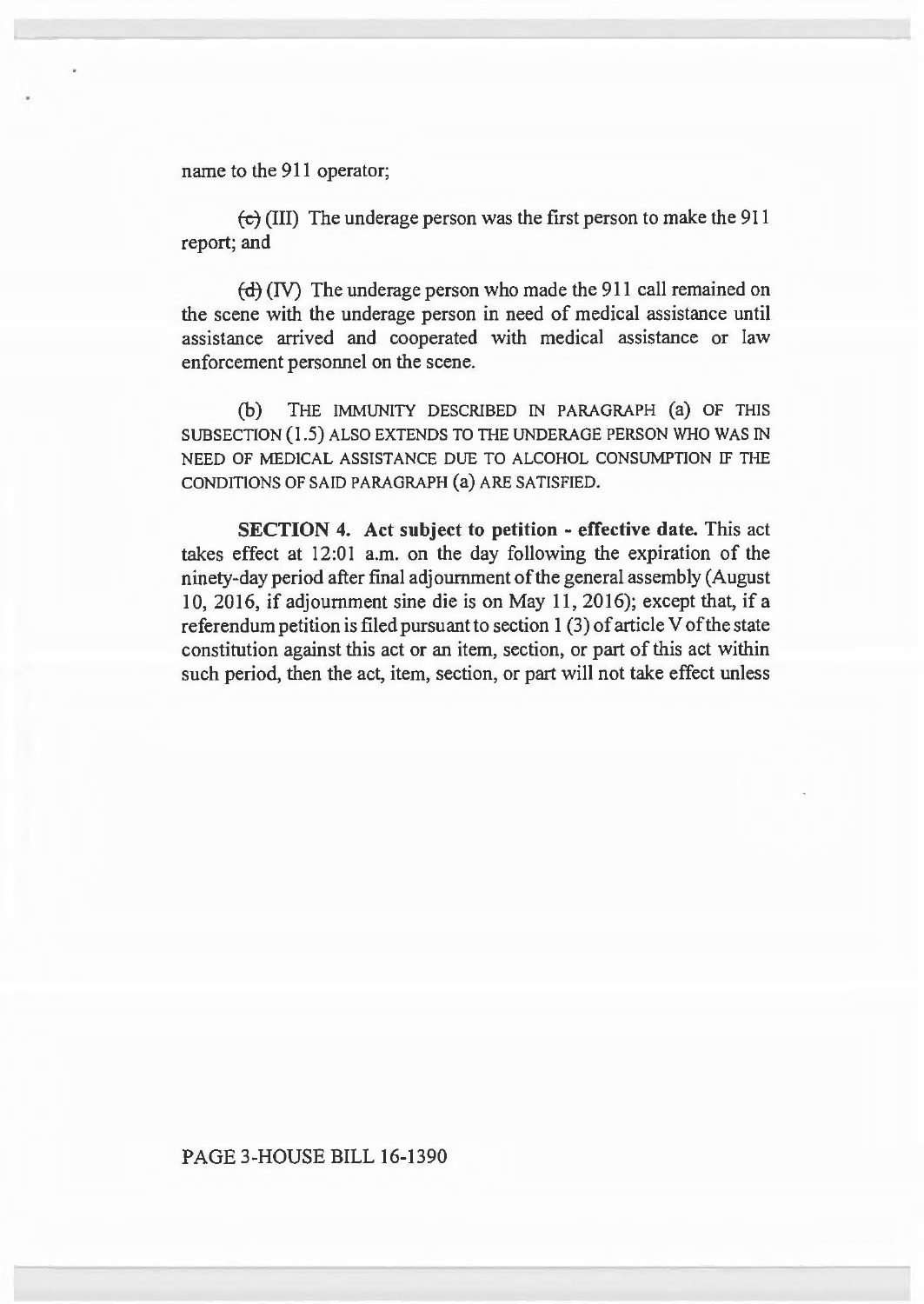name to the 911 operator;

~~(c)~~ (III) The underage person was the first person to make the 911 report; and

~~(d)~~ (IV) The underage person who made the 911 call remained on the scene with the underage person in need of medical assistance until assistance arrived and cooperated with medical assistance or law enforcement personnel on the scene.

(b) THE IMMUNITY DESCRIBED IN PARAGRAPH (a) OF THIS SUBSECTION (1.5) ALSO EXTENDS TO THE UNDERAGE PERSON WHO WAS IN NEED OF MEDICAL ASSISTANCE DUE TO ALCOHOL CONSUMPTION IF THE CONDITIONS OF SAID PARAGRAPH (a) ARE SATISFIED.

**SECTION 4. Act subject to petition - effective date.** This act takes effect at 12:01 a.m. on the day following the expiration of the ninety-day period after final adjournment of the general assembly (August 10, 2016, if adjournment sine die is on May 11, 2016); except that, if a referendum petition is filed pursuant to section 1 (3) of article V of the state constitution against this act or an item, section, or part of this act within such period, then the act, item, section, or part will not take effect unless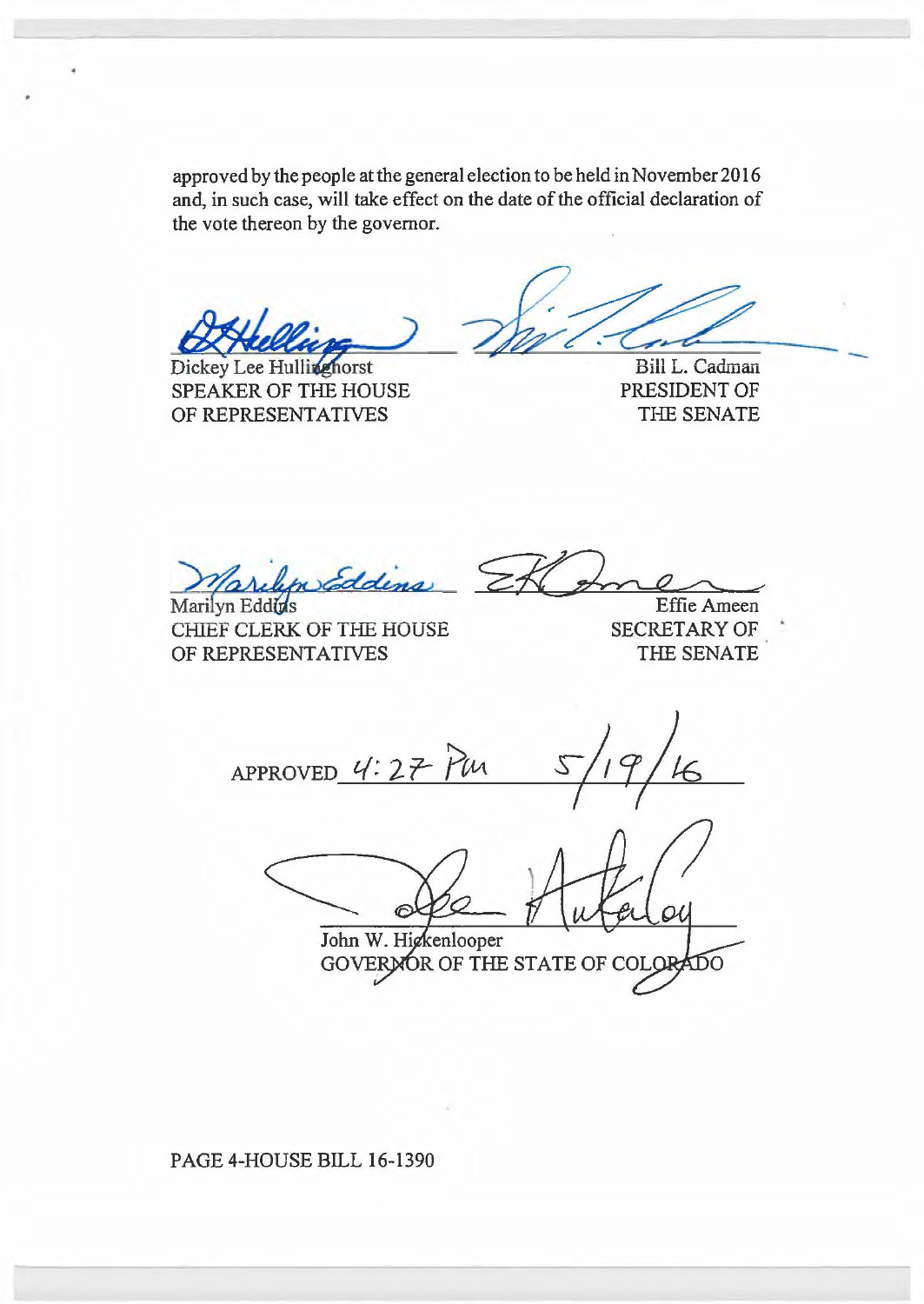approved by the people at the general election to be held in November 2016 and, in such case, will take effect on the date of the official declaration of the vote thereon by the governor.

Dickey Lee Hullinghorst
SPEAKER OF THE HOUSE
OF REPRESENTATIVES

Bill L. Cadman
PRESIDENT OF
THE SENATE

Marilyn Eddins
CHIEF CLERK OF THE HOUSE
OF REPRESENTATIVES

Effie Ameen
SECRETARY OF
THE SENATE

APPROVED 4:27 PM 5/19/16

John W. Hickenlooper
GOVERNOR OF THE STATE OF COLORADO

PAGE 4-HOUSE BILL 16-1390